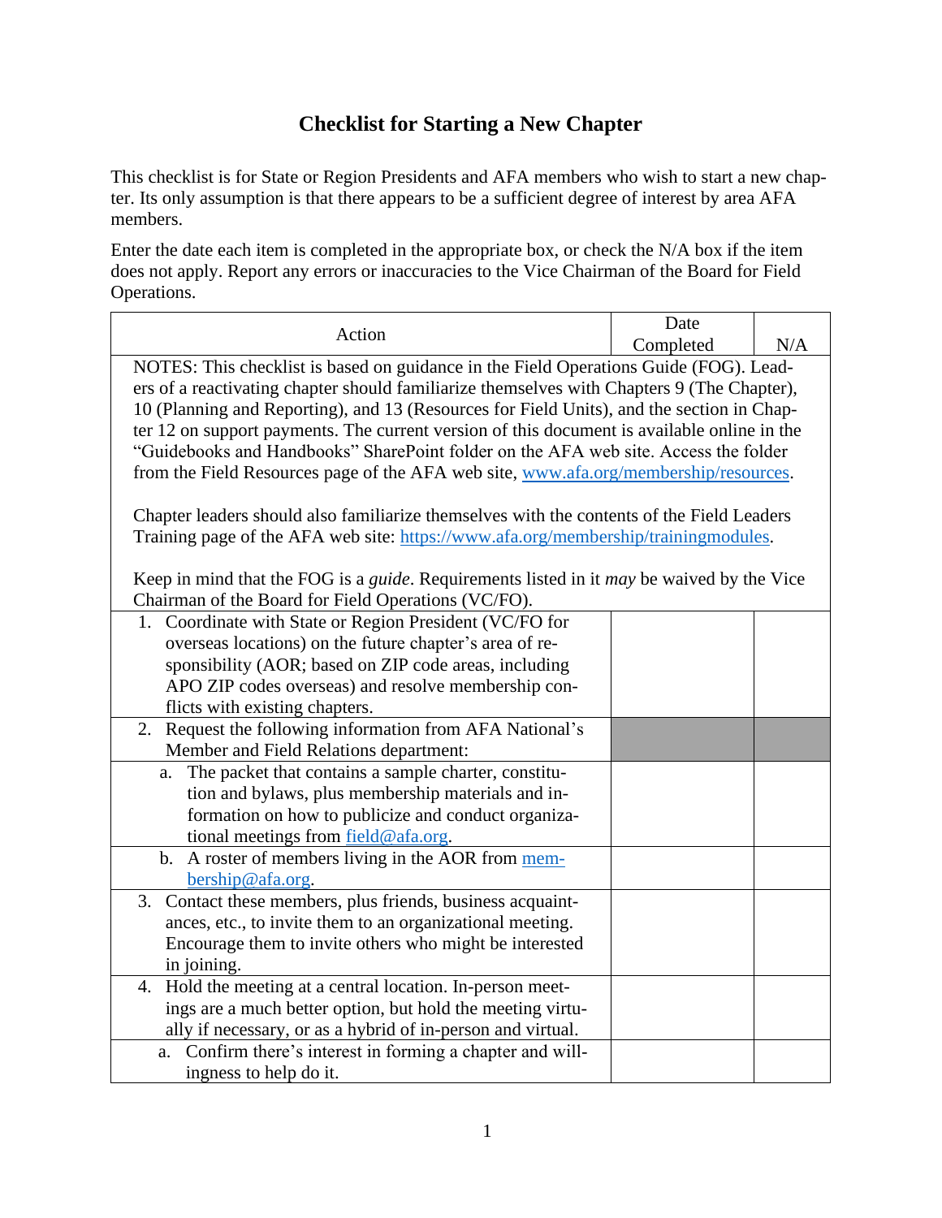# Checklist for Starting a New Chapter

This checklist is for State or Region Presidents and AFA members who wish to start a new chapter. Its only assumption is that there appears to be a sufficient degree of interest by area AFA members.

Enter the date each item is completed in the appropriate box, or check the N/A box if the item does not apply. Report any errors or inaccuracies to the Vice Chairman of the Board for Field Operations.

| Action | Date Completed | N/A |
|---|---|---|
| NOTES: This checklist is based on guidance in the Field Operations Guide (FOG). Leaders of a reactivating chapter should familiarize themselves with Chapters 9 (The Chapter), 10 (Planning and Reporting), and 13 (Resources for Field Units), and the section in Chapter 12 on support payments. The current version of this document is available online in the "Guidebooks and Handbooks" SharePoint folder on the AFA web site. Access the folder from the Field Resources page of the AFA web site, [www.afa.org/membership/resources](www.afa.org/membership/resources).<br><br>Chapter leaders should also familiarize themselves with the contents of the Field Leaders Training page of the AFA web site: [https://www.afa.org/membership/trainingmodules](https://www.afa.org/membership/trainingmodules).<br><br>Keep in mind that the FOG is a *guide*. Requirements listed in it *may* be waived by the Vice Chairman of the Board for Field Operations (VC/FO). | | |
| 1. Coordinate with State or Region President (VC/FO for overseas locations) on the future chapter's area of responsibility (AOR; based on ZIP code areas, including APO ZIP codes overseas) and resolve membership conflicts with existing chapters. | | |
| 2. Request the following information from AFA National's Member and Field Relations department: | | |
| a. The packet that contains a sample charter, constitution and bylaws, plus membership materials and information on how to publicize and conduct organizational meetings from [field@afa.org](mailto:field@afa.org). | | |
| b. A roster of members living in the AOR from [membership@afa.org](mailto:membership@afa.org). | | |
| 3. Contact these members, plus friends, business acquaintances, etc., to invite them to an organizational meeting. Encourage them to invite others who might be interested in joining. | | |
| 4. Hold the meeting at a central location. In-person meetings are a much better option, but hold the meeting virtually if necessary, or as a hybrid of in-person and virtual. | | |
| a. Confirm there's interest in forming a chapter and willingness to help do it. | | |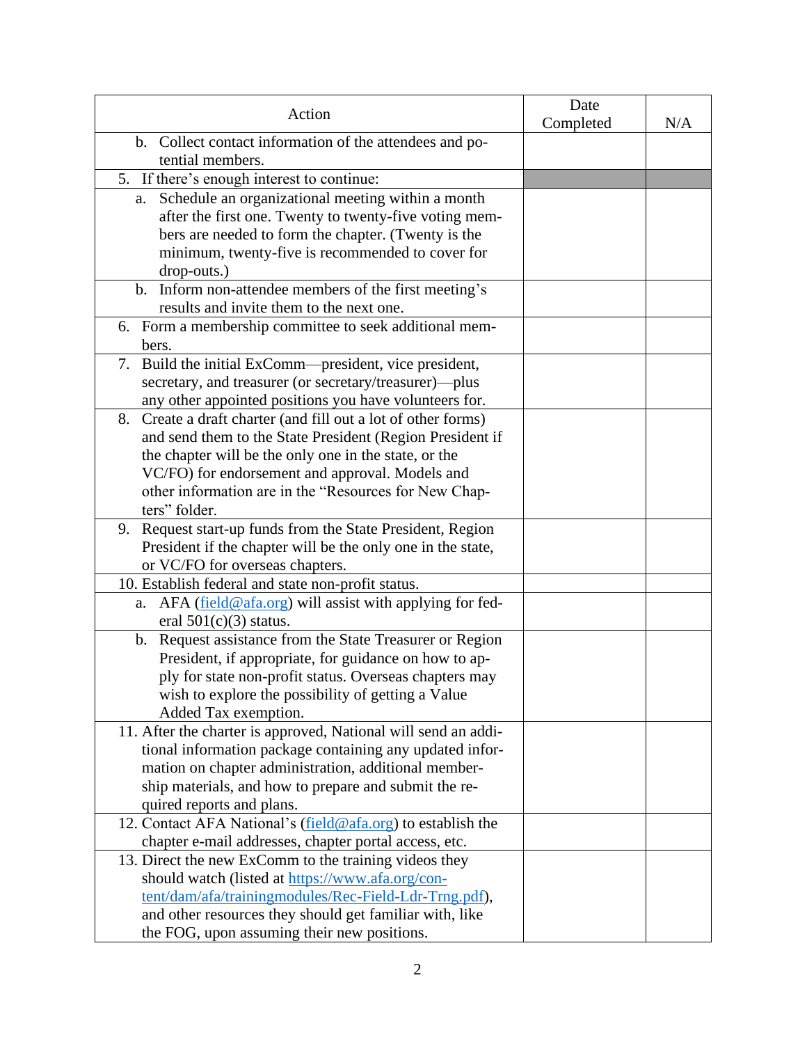| Action | Date Completed | N/A |
|---|---|---|
| b. Collect contact information of the attendees and potential members. | | |
| 5. If there's enough interest to continue: | | |
| a. Schedule an organizational meeting within a month after the first one. Twenty to twenty-five voting members are needed to form the chapter. (Twenty is the minimum, twenty-five is recommended to cover for drop-outs.) | | |
| b. Inform non-attendee members of the first meeting's results and invite them to the next one. | | |
| 6. Form a membership committee to seek additional members. | | |
| 7. Build the initial ExComm—president, vice president, secretary, and treasurer (or secretary/treasurer)—plus any other appointed positions you have volunteers for. | | |
| 8. Create a draft charter (and fill out a lot of other forms) and send them to the State President (Region President if the chapter will be the only one in the state, or the VC/FO) for endorsement and approval. Models and other information are in the "Resources for New Chapters" folder. | | |
| 9. Request start-up funds from the State President, Region President if the chapter will be the only one in the state, or VC/FO for overseas chapters. | | |
| 10. Establish federal and state non-profit status. | | |
| a. AFA (field@afa.org) will assist with applying for federal 501(c)(3) status. | | |
| b. Request assistance from the State Treasurer or Region President, if appropriate, for guidance on how to apply for state non-profit status. Overseas chapters may wish to explore the possibility of getting a Value Added Tax exemption. | | |
| 11. After the charter is approved, National will send an additional information package containing any updated information on chapter administration, additional membership materials, and how to prepare and submit the required reports and plans. | | |
| 12. Contact AFA National's (field@afa.org) to establish the chapter e-mail addresses, chapter portal access, etc. | | |
| 13. Direct the new ExComm to the training videos they should watch (listed at https://www.afa.org/content/dam/afa/trainingmodules/Rec-Field-Ldr-Trng.pdf), and other resources they should get familiar with, like the FOG, upon assuming their new positions. | | |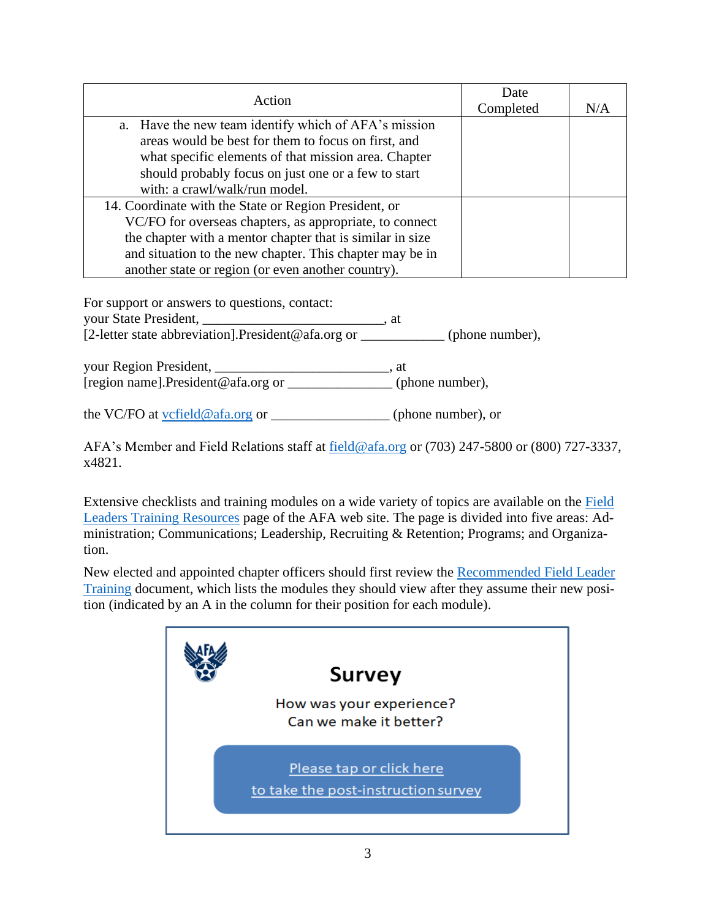| Action | Date Completed | N/A |
|---|---|---|
| a. Have the new team identify which of AFA's mission areas would be best for them to focus on first, and what specific elements of that mission area. Chapter should probably focus on just one or a few to start with: a crawl/walk/run model. | | |
| 14. Coordinate with the State or Region President, or VC/FO for overseas chapters, as appropriate, to connect the chapter with a mentor chapter that is similar in size and situation to the new chapter. This chapter may be in another state or region (or even another country). | | |

For support or answers to questions, contact:
your State President, _________________________, at
[2-letter state abbreviation].President@afa.org or ____________ (phone number),

your Region President, _________________________, at
[region name].President@afa.org or _______________ (phone number),

the VC/FO at vcfield@afa.org or _________________ (phone number), or

AFA's Member and Field Relations staff at field@afa.org or (703) 247-5800 or (800) 727-3337, x4821.

Extensive checklists and training modules on a wide variety of topics are available on the Field Leaders Training Resources page of the AFA web site. The page is divided into five areas: Administration; Communications; Leadership, Recruiting & Retention; Programs; and Organization.

New elected and appointed chapter officers should first review the Recommended Field Leader Training document, which lists the modules they should view after they assume their new position (indicated by an A in the column for their position for each module).

**Survey**

How was your experience?
Can we make it better?

Please tap or click here
to take the post-instruction survey